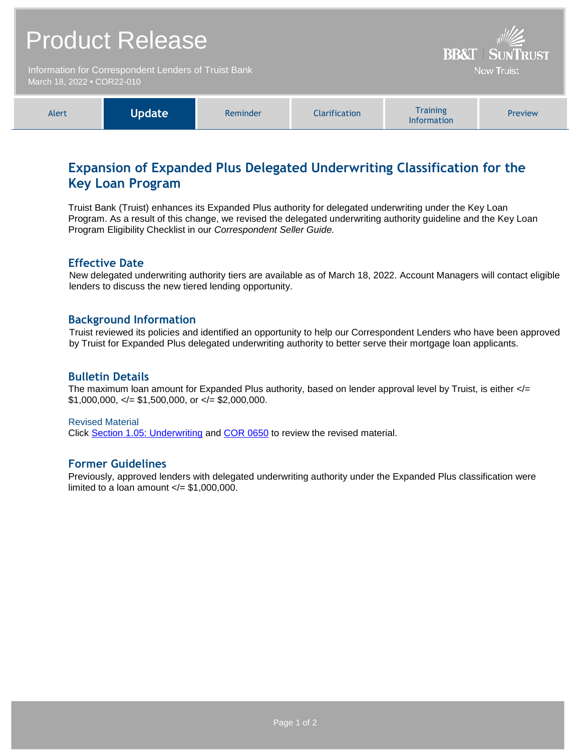# Product Release

Information for Correspondent Lenders of Truist Bank
March 18, 2022 • COR22-010

BB&T | SunTrust
Now Truist

| Alert | **Update** | Reminder | Clarification | Training Information | Preview |
|---|---|---|---|---|---|

## Expansion of Expanded Plus Delegated Underwriting Classification for the Key Loan Program

Truist Bank (Truist) enhances its Expanded Plus authority for delegated underwriting under the Key Loan Program. As a result of this change, we revised the delegated underwriting authority guideline and the Key Loan Program Eligibility Checklist in our *Correspondent Seller Guide.*

### Effective Date

New delegated underwriting authority tiers are available as of March 18, 2022. Account Managers will contact eligible lenders to discuss the new tiered lending opportunity.

### Background Information

Truist reviewed its policies and identified an opportunity to help our Correspondent Lenders who have been approved by Truist for Expanded Plus delegated underwriting authority to better serve their mortgage loan applicants.

### Bulletin Details

The maximum loan amount for Expanded Plus authority, based on lender approval level by Truist, is either </= $1,000,000, </= $1,500,000, or </= $2,000,000.

#### Revised Material

Click Section 1.05: Underwriting and COR 0650 to review the revised material.

### Former Guidelines

Previously, approved lenders with delegated underwriting authority under the Expanded Plus classification were limited to a loan amount </= $1,000,000.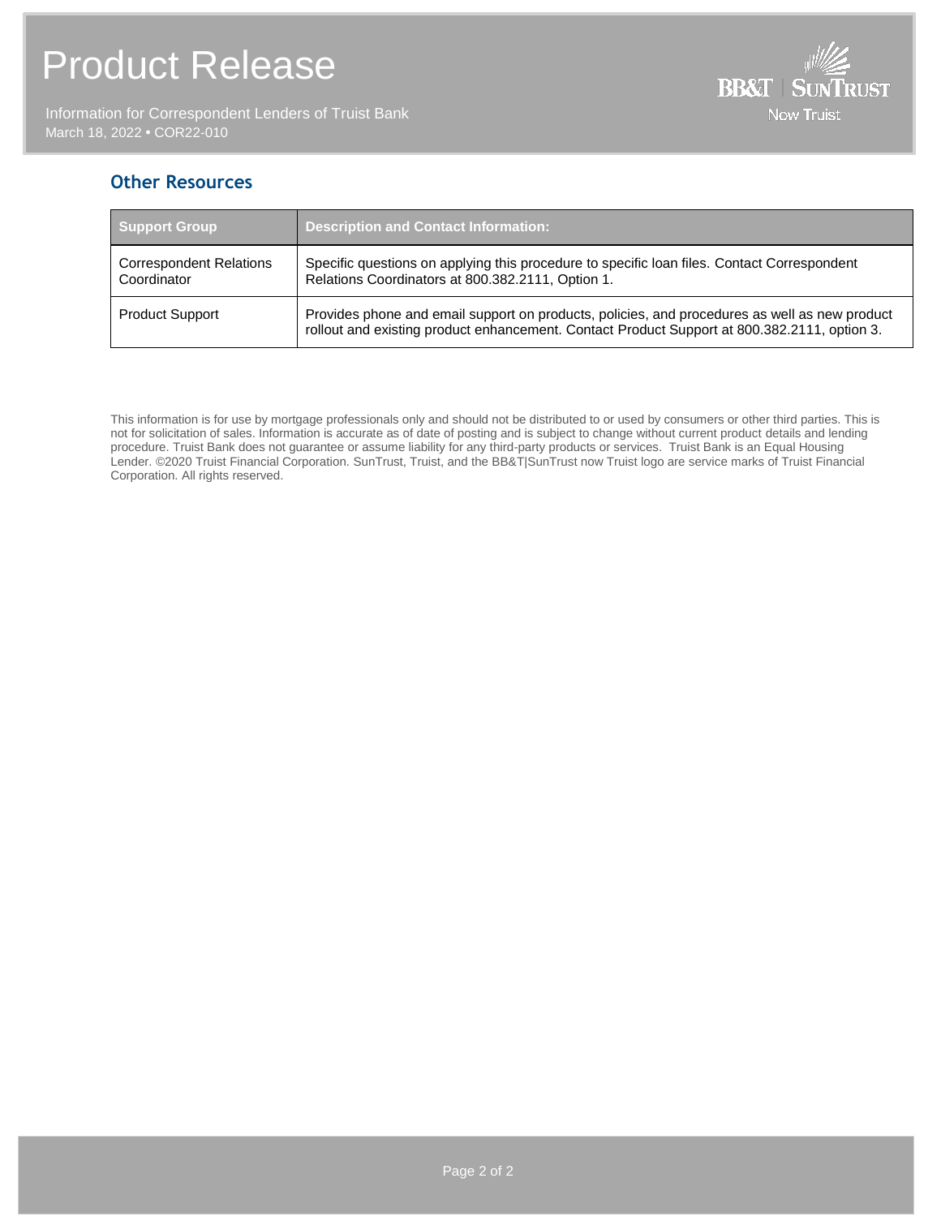## Other Resources

| Support Group | Description and Contact Information: |
| --- | --- |
| Correspondent Relations Coordinator | Specific questions on applying this procedure to specific loan files. Contact Correspondent Relations Coordinators at 800.382.2111, Option 1. |
| Product Support | Provides phone and email support on products, policies, and procedures as well as new product rollout and existing product enhancement. Contact Product Support at 800.382.2111, option 3. |

This information is for use by mortgage professionals only and should not be distributed to or used by consumers or other third parties. This is not for solicitation of sales. Information is accurate as of date of posting and is subject to change without current product details and lending procedure. Truist Bank does not guarantee or assume liability for any third-party products or services. Truist Bank is an Equal Housing Lender. ©2020 Truist Financial Corporation. SunTrust, Truist, and the BB&T|SunTrust now Truist logo are service marks of Truist Financial Corporation. All rights reserved.